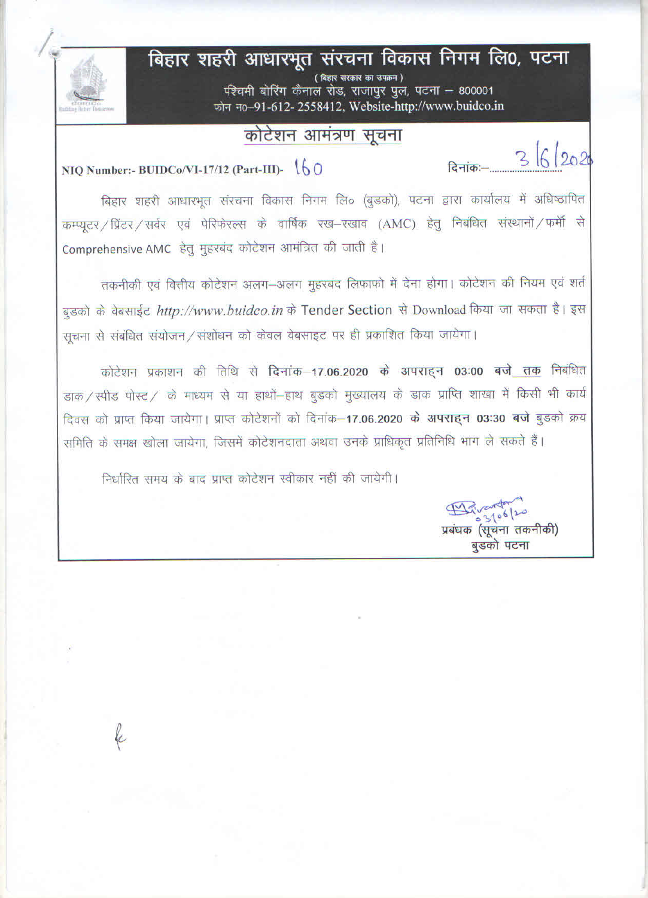# बिहार शहरी आधारभूत संरचना विकास निगम लि0, पटना

( बिहार सरकार का उपक्रम )

पश्चिमी बोरिंग कैनाल रोड, राजापुर पुल, पटना – 800001

फोन न0–91-612- 2558412, Website-http://www.buidco.in

## कोटेशन आमंत्रण सूचना

**NIQ Number:- BUIDCo/VI-17/12 (Part-III)-** 160 | दिनांकः– 3/6/2020

बिहार शहरी आधारभूत संरचना विकास निगम लि० (बुडको), पटना द्वारा कार्यालय में अधिष्ठापित कम्प्यूटर/प्रिंटर/सर्वर एवं पेरिफेरल्स के वार्षिक रख–रखाव (AMC) हेतु निबंधित संस्थानों/फर्मो से Comprehensive AMC हेतु मुहरबंद कोटेशन आमंत्रित की जाती है।

तकनीकी एवं वित्तीय कोटेशन अलग–अलग मुहरबंद लिफाफो में देना होगा। कोटेशन की नियम एवं शर्त बुडको के वेबसाईट *http://www.buidco.in* के Tender Section से Download किया जा सकता है। इस सूचना से संबंधित संयोजन/संशोधन को केवल वेबसाइट पर ही प्रकाशित किया जायेगा।

कोटेशन प्रकाशन की तिथि से **दिनांक–17.06.2020 के अपराह्न 03:00 बजे तक** निबंधित डाक/स्पीड पोस्ट/ के माध्यम से या हाथों–हाथ बुडको मुख्यालय के डाक प्राप्ति शाखा में किसी भी कार्य दिवस को प्राप्त किया जायेगा। प्राप्त कोटेशनों को **दिनांक–17.06.2020 के अपराह्न 03:30 बजे** बुडको क्रय समिति के समक्ष खोला जायेगा, जिसमें कोटेशनदाता अथवा उनके प्राधिकृत प्रतिनिधि भाग ले सकते हैं।

निर्धारित समय के बाद प्राप्त कोटेशन स्वीकार नहीं की जायेगी।

03/06/20

प्रबंधक (सूचना तकनीकी)

बुडको पटना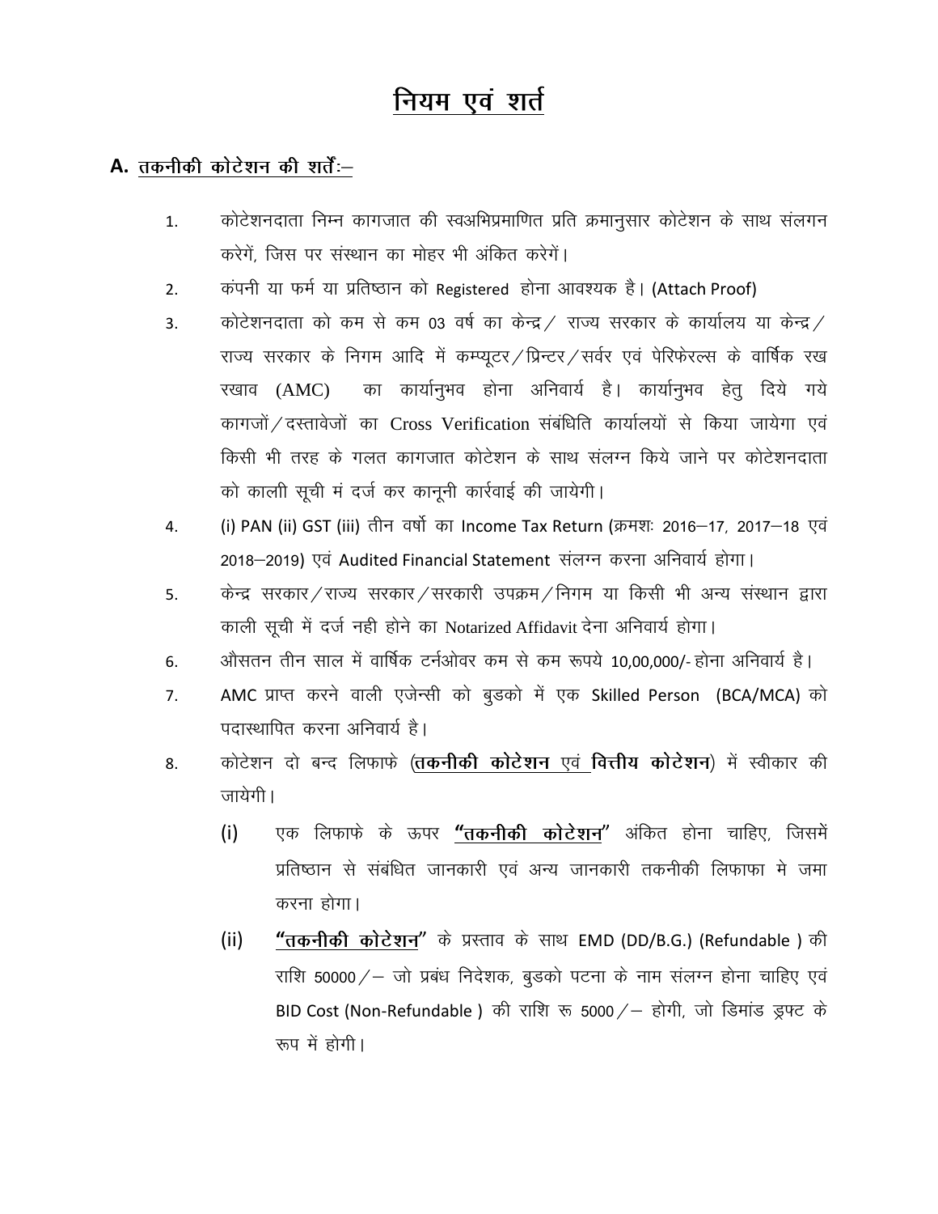# <u>नियम एवं शर्त</u>

## A. <u>तकनीकी कोटेशन की शर्तेः–</u>

1. कोटेशनदाता निम्न कागजात की स्वअभिप्रमाणित प्रति क्रमानुसार कोटेशन के साथ संलगन करेगें, जिस पर संस्थान का मोहर भी अंकित करेगें।
2. कंपनी या फर्म या प्रतिष्ठान को Registered होना आवश्यक है। (Attach Proof)
3. कोटेशनदाता को कम से कम 03 वर्ष का केन्द्र / राज्य सरकार के कार्यालय या केन्द्र / राज्य सरकार के निगम आदि में कम्प्यूटर / प्रिन्टर / सर्वर एवं पेरिफेरल्स के वार्षिक रख रखाव (AMC) का कार्यानुभव होना अनिवार्य है। कार्यानुभव हेतु दिये गये कागजों / दस्तावेजों का Cross Verification संबंधिति कार्यालयों से किया जायेगा एवं किसी भी तरह के गलत कागजात कोटेशन के साथ संलग्न किये जाने पर कोटेशनदाता को कालाी सूची मं दर्ज कर कानूनी कार्रवाई की जायेगी।
4. (i) PAN (ii) GST (iii) तीन वर्षो का Income Tax Return (क्रमशः 2016–17, 2017–18 एवं 2018–2019) एवं Audited Financial Statement संलग्न करना अनिवार्य होगा।
5. केन्द्र सरकार / राज्य सरकार / सरकारी उपक्रम / निगम या किसी भी अन्य संस्थान द्वारा काली सूची में दर्ज नही होने का Notarized Affidavit देना अनिवार्य होगा।
6. औसतन तीन साल में वार्षिक टर्नओवर कम से कम रूपये 10,00,000/- होना अनिवार्य है।
7. AMC प्राप्त करने वाली एजेन्सी को बुडको में एक Skilled Person (BCA/MCA) को पदास्थापित करना अनिवार्य है।
8. कोटेशन दो बन्द लिफाफे (<u>**तकनीकी कोटेशन**</u> एवं **वित्तीय कोटेशन**) में स्वीकार की जायेगी।
   - (i) एक लिफाफे के ऊपर <u>**"तकनीकी कोटेशन"**</u> अंकित होना चाहिए, जिसमें प्रतिष्ठान से संबंधित जानकारी एवं अन्य जानकारी तकनीकी लिफाफा मे जमा करना होगा।
   - (ii) <u>**"तकनीकी कोटेशन"**</u> के प्रस्ताव के साथ EMD (DD/B.G.) (Refundable ) की राशि 50000 /– जो प्रबंध निदेशक, बुडको पटना के नाम संलग्न होना चाहिए एवं BID Cost (Non-Refundable ) की राशि रू 5000 /– होगी, जो डिमांड ड्रफ्ट के रूप में होगी।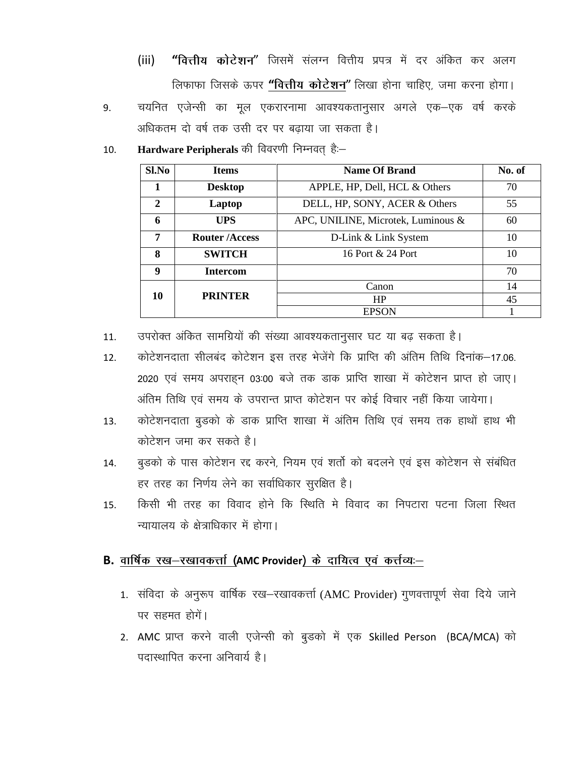(iii) **"वित्तीय कोटेशन"** जिसमें संलग्न वित्तीय प्रपत्र में दर अंकित कर अलग लिफाफा जिसके ऊपर **"वित्तीय कोटेशन"** लिखा होना चाहिए, जमा करना होगा।

9. चयनित एजेन्सी का मूल एकरारनामा आवश्यकतानुसार अगले एक–एक वर्ष करके अधिकतम दो वर्ष तक उसी दर पर बढ़ाया जा सकता है।

10. **Hardware Peripherals** की विवरणी निम्नवत् है:–

| Sl.No | Items | Name Of Brand | No. of |
|---|---|---|---|
| 1 | Desktop | APPLE, HP, Dell, HCL & Others | 70 |
| 2 | Laptop | DELL, HP, SONY, ACER & Others | 55 |
| 6 | UPS | APC, UNILINE, Microtek, Luminous & | 60 |
| 7 | Router /Access | D-Link & Link System | 10 |
| 8 | SWITCH | 16 Port & 24 Port | 10 |
| 9 | Intercom | | 70 |
| 10 | PRINTER | Canon | 14 |
| | | HP | 45 |
| | | EPSON | 1 |

11. उपरोक्त अंकित सामग्रियों की संख्या आवश्यकतानुसार घट या बढ़ सकता है।

12. कोटेशनदाता सीलबंद कोटेशन इस तरह भेजेंगे कि प्राप्ति की अंतिम तिथि दिनांक–17.06.2020 एवं समय अपराह्न 03:00 बजे तक डाक प्राप्ति शाखा में कोटेशन प्राप्त हो जाए। अंतिम तिथि एवं समय के उपरान्त प्राप्त कोटेशन पर कोई विचार नहीं किया जायेगा।

13. कोटेशनदाता बुडको के डाक प्राप्ति शाखा में अंतिम तिथि एवं समय तक हाथों हाथ भी कोटेशन जमा कर सकते है।

14. बुडको के पास कोटेशन रद्द करने, नियम एवं शर्तो को बदलने एवं इस कोटेशन से संबंधित हर तरह का निर्णय लेने का सर्वाधिकार सुरक्षित है।

15. किसी भी तरह का विवाद होने कि स्थिति मे विवाद का निपटारा पटना जिला स्थित न्यायालय के क्षेत्राधिकार में होगा।

## B. वार्षिक रख–रखावकर्त्ता (AMC Provider) के दायित्व एवं कर्त्तव्यः–

1. संविदा के अनुरूप वार्षिक रख–रखावकर्त्ता (AMC Provider) गुणवत्तापूर्ण सेवा दिये जाने पर सहमत होगें।
2. AMC प्राप्त करने वाली एजेन्सी को बुडको में एक Skilled Person (BCA/MCA) को पदास्थापित करना अनिवार्य है।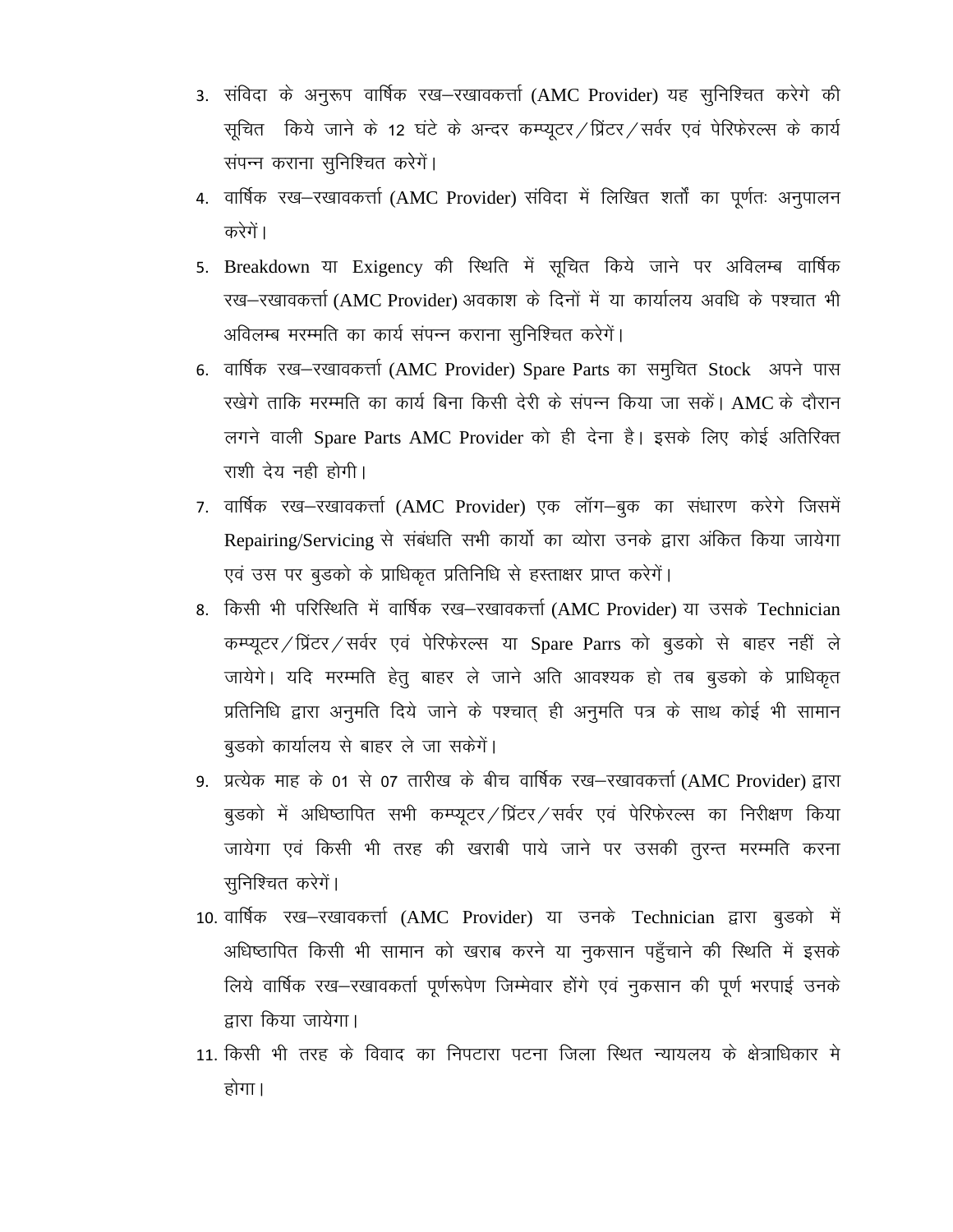3. संविदा के अनुरूप वार्षिक रख–रखावकर्त्ता (AMC Provider) यह सुनिश्चित करेगे की सूचित किये जाने के 12 घंटे के अन्दर कम्प्यूटर/प्रिंटर/सर्वर एवं पेरिफेरल्स के कार्य संपन्न कराना सुनिश्चित करेगें।
4. वार्षिक रख–रखावकर्त्ता (AMC Provider) संविदा में लिखित शर्तों का पूर्णतः अनुपालन करेगें।
5. Breakdown या Exigency की स्थिति में सूचित किये जाने पर अविलम्ब वार्षिक रख–रखावकर्त्ता (AMC Provider) अवकाश के दिनों में या कार्यालय अवधि के पश्चात भी अविलम्ब मरम्मति का कार्य संपन्न कराना सुनिश्चित करेगें।
6. वार्षिक रख–रखावकर्त्ता (AMC Provider) Spare Parts का समुचित Stock अपने पास रखेगे ताकि मरम्मति का कार्य बिना किसी देरी के संपन्न किया जा सकें। AMC के दौरान लगने वाली Spare Parts AMC Provider को ही देना है। इसके लिए कोई अतिरिक्त राशी देय नही होगी।
7. वार्षिक रख–रखावकर्त्ता (AMC Provider) एक लॉग–बुक का संधारण करेगे जिसमें Repairing/Servicing से संबंधित सभी कार्यो का व्योरा उनके द्वारा अंकित किया जायेगा एवं उस पर बुडको के प्राधिकृत प्रतिनिधि से हस्ताक्षर प्राप्त करेगें।
8. किसी भी परिस्थिति में वार्षिक रख–रखावकर्त्ता (AMC Provider) या उसके Technician कम्प्यूटर/प्रिंटर/सर्वर एवं पेरिफेरल्स या Spare Parrs को बुडको से बाहर नहीं ले जायेगे। यदि मरम्मति हेतु बाहर ले जाने अति आवश्यक हो तब बुडको के प्राधिकृत प्रतिनिधि द्वारा अनुमति दिये जाने के पश्चात् ही अनुमति पत्र के साथ कोई भी सामान बुडको कार्यालय से बाहर ले जा सकेगें।
9. प्रत्येक माह के 01 से 07 तारीख के बीच वार्षिक रख–रखावकर्त्ता (AMC Provider) द्वारा बुडको में अधिष्ठापित सभी कम्प्यूटर/प्रिंटर/सर्वर एवं पेरिफेरल्स का निरीक्षण किया जायेगा एवं किसी भी तरह की खराबी पाये जाने पर उसकी तुरन्त मरम्मति करना सुनिश्चित करेगें।
10. वार्षिक रख–रखावकर्त्ता (AMC Provider) या उनके Technician द्वारा बुडको में अधिष्ठापित किसी भी सामान को खराब करने या नुकसान पहुँचाने की स्थिति में इसके लिये वार्षिक रख–रखावकर्ता पूर्णरूपेण जिम्मेवार होंगे एवं नुकसान की पूर्ण भरपाई उनके द्वारा किया जायेगा।
11. किसी भी तरह के विवाद का निपटारा पटना जिला स्थित न्यायलय के क्षेत्राधिकार मे होगा।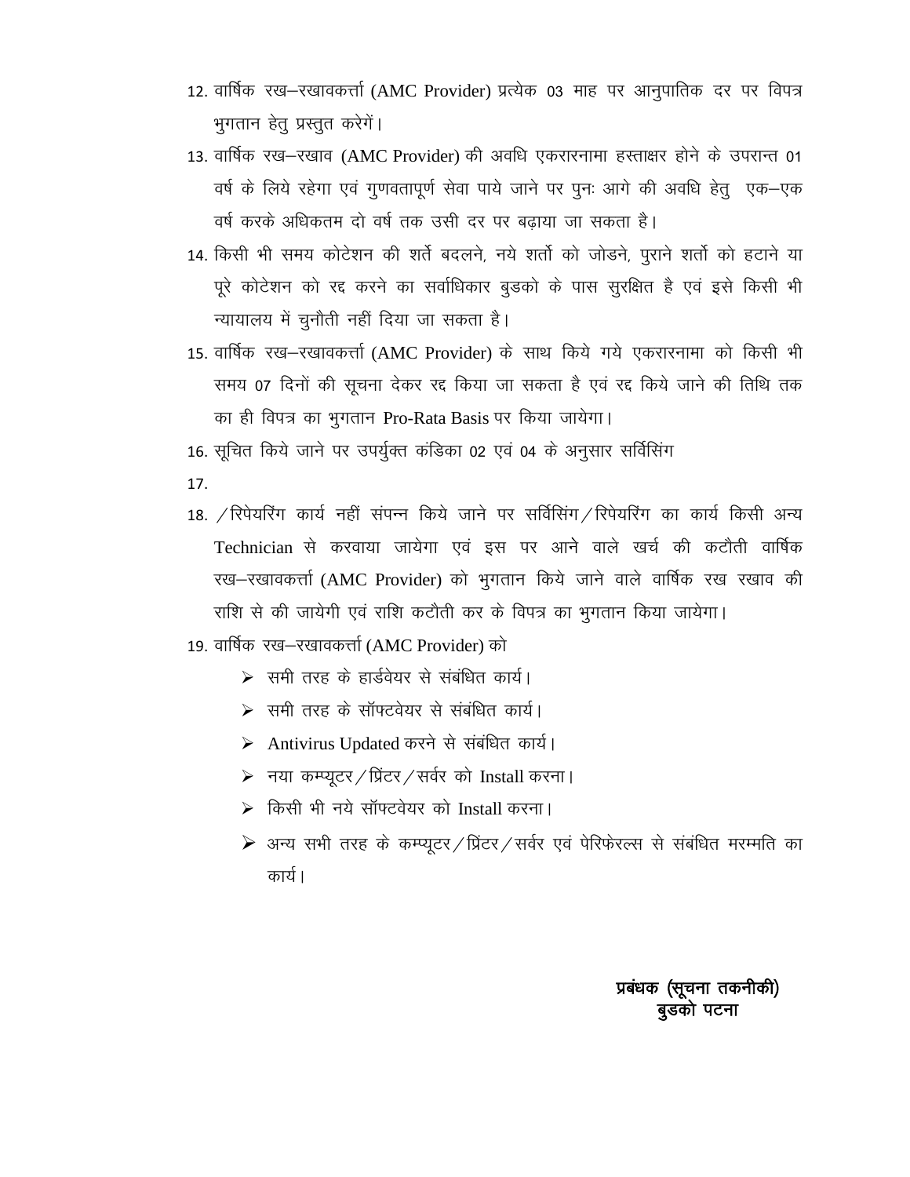12. वार्षिक रख–रखावकर्त्ता (AMC Provider) प्रत्येक 03 माह पर आनुपातिक दर पर विपत्र भुगतान हेतु प्रस्तुत करेगें।
13. वार्षिक रख–रखाव (AMC Provider) की अवधि एकरारनामा हस्ताक्षर होने के उपरान्त 01 वर्ष के लिये रहेगा एवं गुणवतापूर्ण सेवा पाये जाने पर पुनः आगे की अवधि हेतु एक–एक वर्ष करके अधिकतम दो वर्ष तक उसी दर पर बढ़ाया जा सकता है।
14. किसी भी समय कोटेशन की शर्ते बदलने, नये शर्तो को जोडने, पुराने शर्तो को हटाने या पूरे कोटेशन को रद्द करने का सर्वाधिकार बुडको के पास सुरक्षित है एवं इसे किसी भी न्यायालय में चुनौती नहीं दिया जा सकता है।
15. वार्षिक रख–रखावकर्त्ता (AMC Provider) के साथ किये गये एकरारनामा को किसी भी समय 07 दिनों की सूचना देकर रद्द किया जा सकता है एवं रद्द किये जाने की तिथि तक का ही विपत्र का भुगतान Pro-Rata Basis पर किया जायेगा।
16. सूचित किये जाने पर उपर्युक्त कंडिका 02 एवं 04 के अनुसार सर्विसिंग
17. 
18. /रिपेयरिंग कार्य नहीं संपन्न किये जाने पर सर्विसिंग/रिपेयरिंग का कार्य किसी अन्य Technician से करवाया जायेगा एवं इस पर आने वाले खर्च की कटौती वार्षिक रख–रखावकर्त्ता (AMC Provider) को भुगतान किये जाने वाले वार्षिक रख रखाव की राशि से की जायेगी एवं राशि कटौती कर के विपत्र का भुगतान किया जायेगा।
19. वार्षिक रख–रखावकर्त्ता (AMC Provider) को
    - समी तरह के हार्डवेयर से संबंधित कार्य।
    - समी तरह के सॉफ्टवेयर से संबंधित कार्य।
    - Antivirus Updated करने से संबंधित कार्य।
    - नया कम्प्यूटर/प्रिंटर/सर्वर को Install करना।
    - किसी भी नये सॉफ्टवेयर को Install करना।
    - अन्य सभी तरह के कम्प्यूटर/प्रिंटर/सर्वर एवं पेरिफेरल्स से संबंधित मरम्मति का कार्य।

**प्रबंधक (सूचना तकनीकी)**
**बुडको पटना**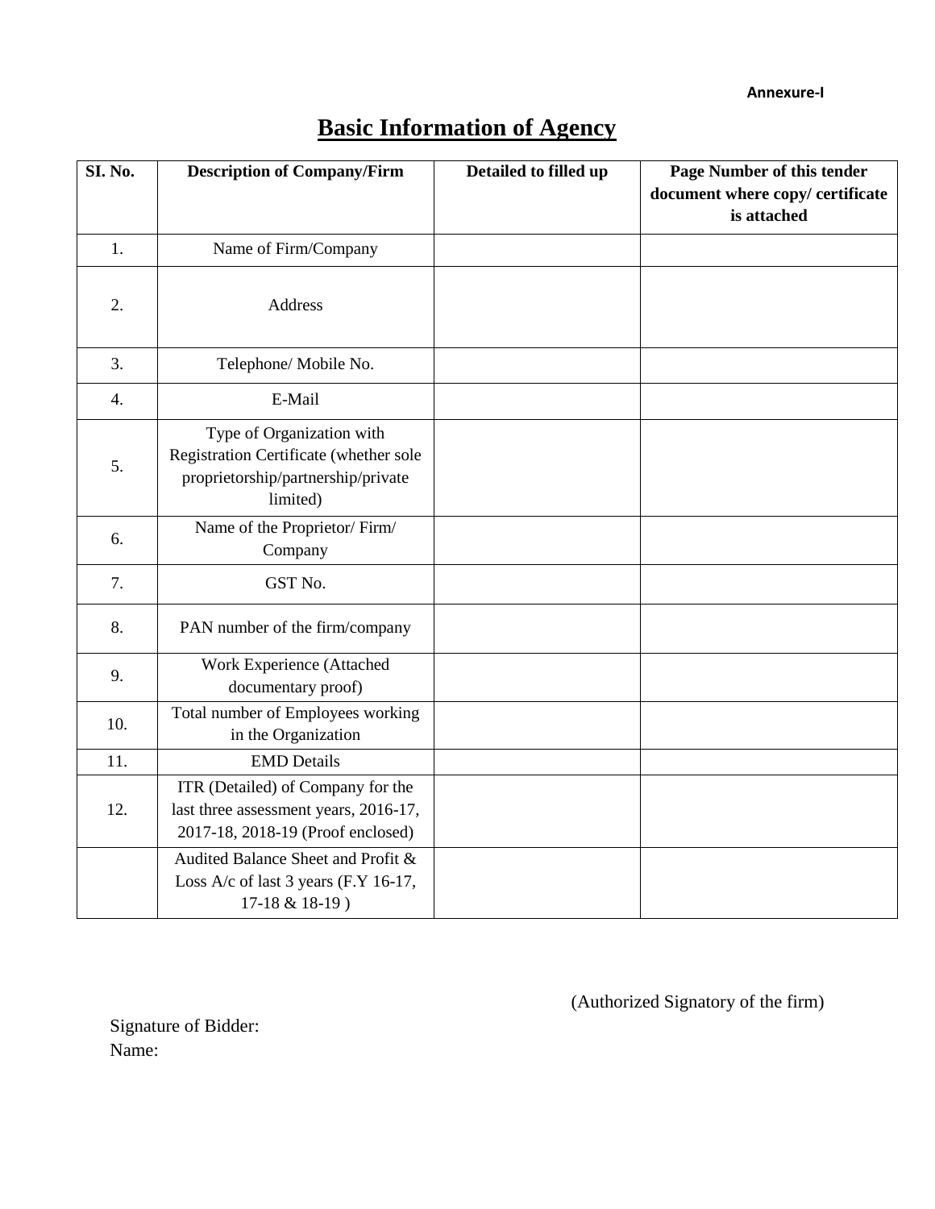**Annexure-I**

# Basic Information of Agency

| SI. No. | Description of Company/Firm | Detailed to filled up | Page Number of this tender document where copy/ certificate is attached |
|---|---|---|---|
| 1. | Name of Firm/Company | | |
| 2. | Address | | |
| 3. | Telephone/ Mobile No. | | |
| 4. | E-Mail | | |
| 5. | Type of Organization with Registration Certificate (whether sole proprietorship/partnership/private limited) | | |
| 6. | Name of the Proprietor/ Firm/ Company | | |
| 7. | GST No. | | |
| 8. | PAN number of the firm/company | | |
| 9. | Work Experience (Attached documentary proof) | | |
| 10. | Total number of Employees working in the Organization | | |
| 11. | EMD Details | | |
| 12. | ITR (Detailed) of Company for the last three assessment years, 2016-17, 2017-18, 2018-19 (Proof enclosed) | | |
| | Audited Balance Sheet and Profit & Loss A/c of last 3 years (F.Y 16-17, 17-18 & 18-19 ) | | |

(Authorized Signatory of the firm)

Signature of Bidder:

Name: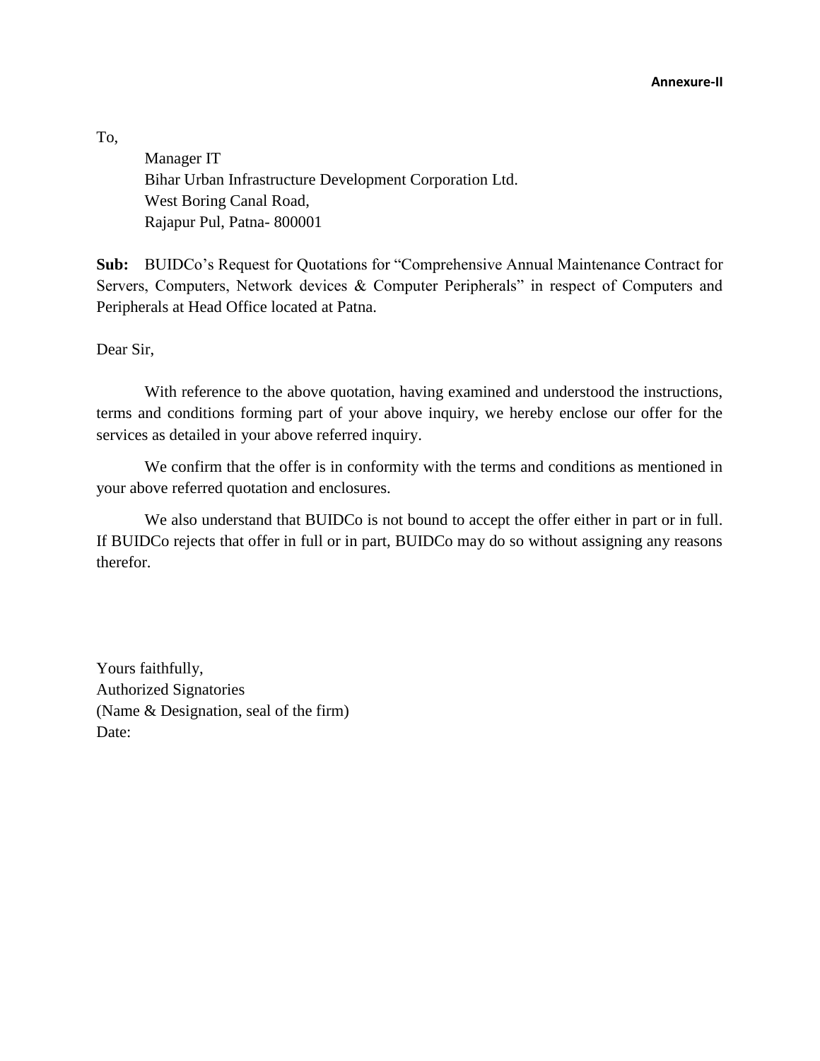**Annexure-II**

To,

Manager IT
Bihar Urban Infrastructure Development Corporation Ltd.
West Boring Canal Road,
Rajapur Pul, Patna- 800001

**Sub:** BUIDCo's Request for Quotations for "Comprehensive Annual Maintenance Contract for Servers, Computers, Network devices & Computer Peripherals" in respect of Computers and Peripherals at Head Office located at Patna.

Dear Sir,

With reference to the above quotation, having examined and understood the instructions, terms and conditions forming part of your above inquiry, we hereby enclose our offer for the services as detailed in your above referred inquiry.

We confirm that the offer is in conformity with the terms and conditions as mentioned in your above referred quotation and enclosures.

We also understand that BUIDCo is not bound to accept the offer either in part or in full. If BUIDCo rejects that offer in full or in part, BUIDCo may do so without assigning any reasons therefor.

Yours faithfully,
Authorized Signatories
(Name & Designation, seal of the firm)
Date: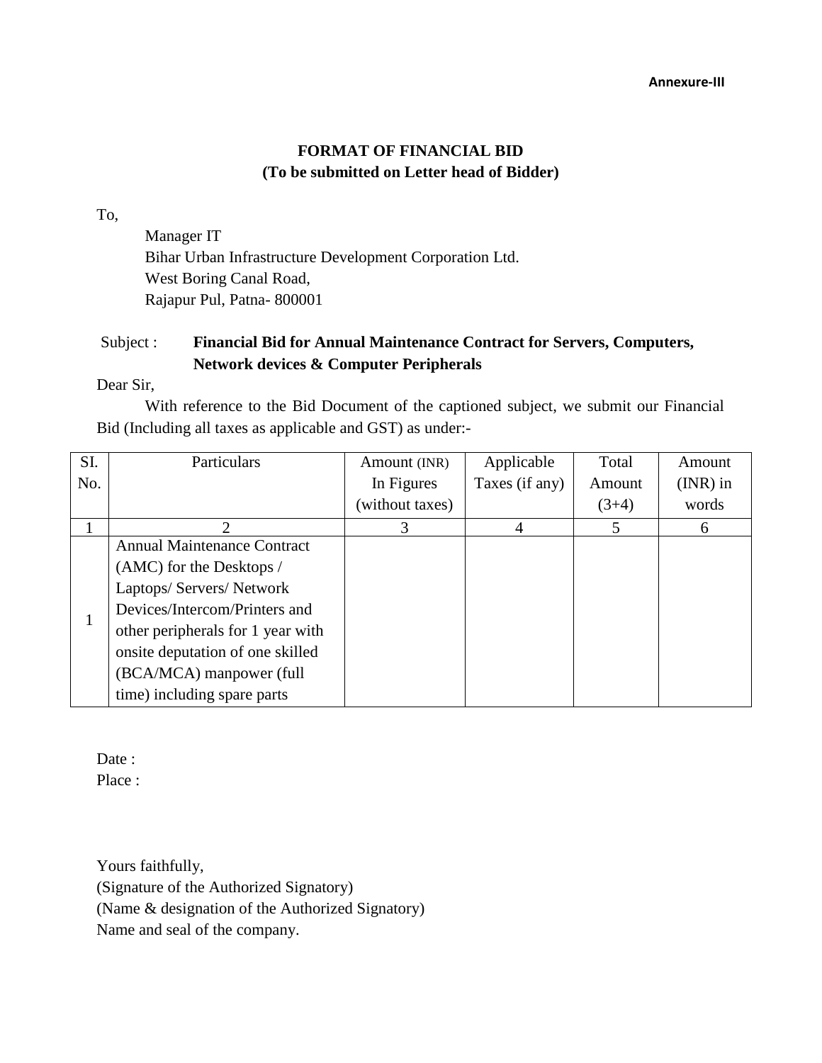Annexure-III

## FORMAT OF FINANCIAL BID
**(To be submitted on Letter head of Bidder)**

To,

Manager IT
Bihar Urban Infrastructure Development Corporation Ltd.
West Boring Canal Road,
Rajapur Pul, Patna- 800001

Subject : **Financial Bid for Annual Maintenance Contract for Servers, Computers, Network devices & Computer Peripherals**

Dear Sir,

With reference to the Bid Document of the captioned subject, we submit our Financial Bid (Including all taxes as applicable and GST) as under:-

| SI. No. | Particulars | Amount (INR) In Figures (without taxes) | Applicable Taxes (if any) | Total Amount (3+4) | Amount (INR) in words |
|---|---|---|---|---|---|
| 1 | 2 | 3 | 4 | 5 | 6 |
| 1 | Annual Maintenance Contract (AMC) for the Desktops / Laptops/ Servers/ Network Devices/Intercom/Printers and other peripherals for 1 year with onsite deputation of one skilled (BCA/MCA) manpower (full time) including spare parts | | | | |

Date :
Place :

Yours faithfully,
(Signature of the Authorized Signatory)
(Name & designation of the Authorized Signatory)
Name and seal of the company.